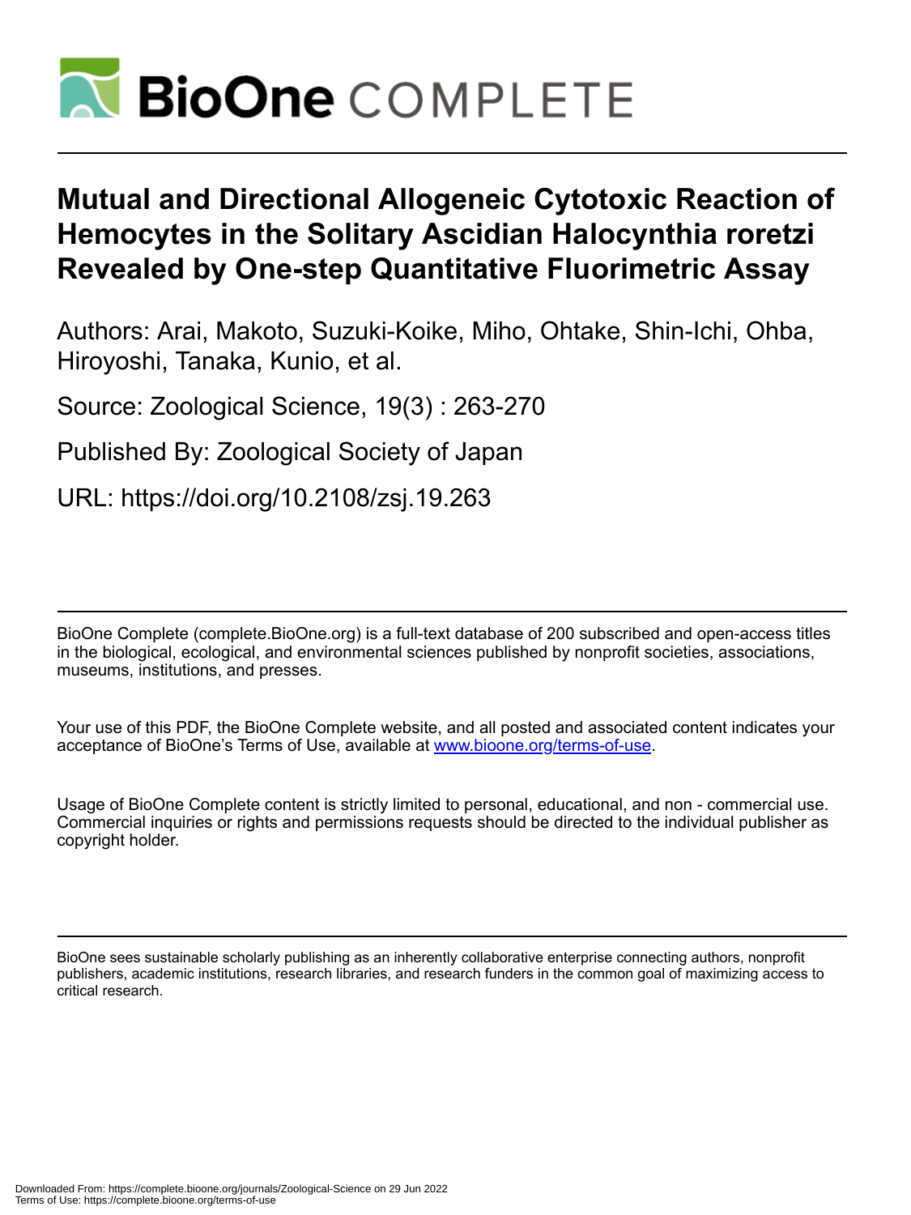# Mutual and Directional Allogeneic Cytotoxic Reaction of Hemocytes in the Solitary Ascidian Halocynthia roretzi Revealed by One-step Quantitative Fluorimetric Assay

Authors: Arai, Makoto, Suzuki-Koike, Miho, Ohtake, Shin-Ichi, Ohba, Hiroyoshi, Tanaka, Kunio, et al.

Source: Zoological Science, 19(3) : 263-270

Published By: Zoological Society of Japan

URL: https://doi.org/10.2108/zsj.19.263

BioOne Complete (complete.BioOne.org) is a full-text database of 200 subscribed and open-access titles in the biological, ecological, and environmental sciences published by nonprofit societies, associations, museums, institutions, and presses.

Your use of this PDF, the BioOne Complete website, and all posted and associated content indicates your acceptance of BioOne's Terms of Use, available at www.bioone.org/terms-of-use.

Usage of BioOne Complete content is strictly limited to personal, educational, and non - commercial use. Commercial inquiries or rights and permissions requests should be directed to the individual publisher as copyright holder.

BioOne sees sustainable scholarly publishing as an inherently collaborative enterprise connecting authors, nonprofit publishers, academic institutions, research libraries, and research funders in the common goal of maximizing access to critical research.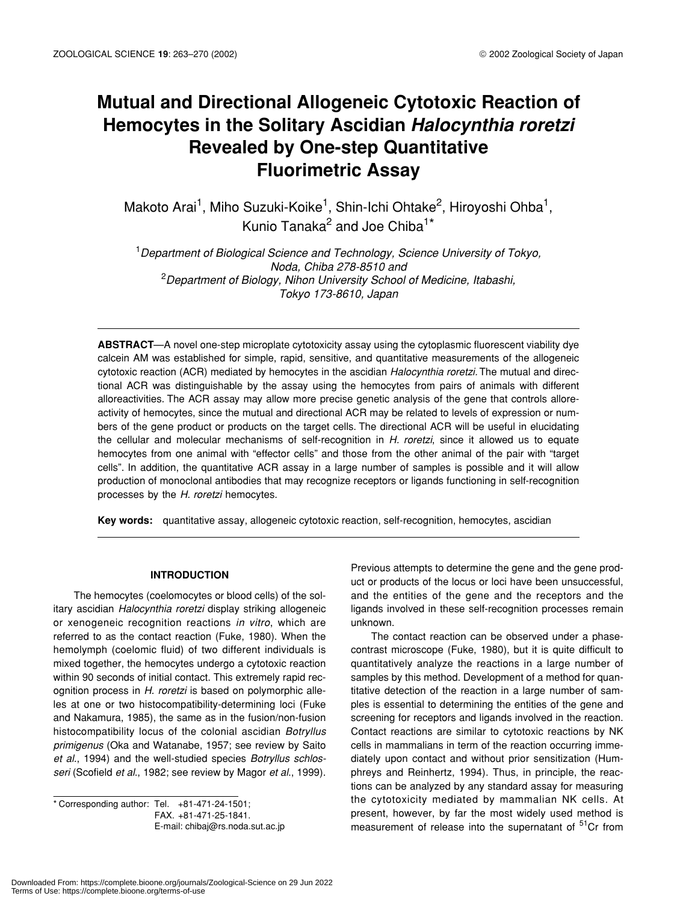# Mutual and Directional Allogeneic Cytotoxic Reaction of Hemocytes in the Solitary Ascidian *Halocynthia roretzi* Revealed by One-step Quantitative Fluorimetric Assay

Makoto Arai[1], Miho Suzuki-Koike[1], Shin-Ichi Ohtake[2], Hiroyoshi Ohba[1], Kunio Tanaka[2] and Joe Chiba[1]*

[1]*Department of Biological Science and Technology, Science University of Tokyo, Noda, Chiba 278-8510 and*
[2]*Department of Biology, Nihon University School of Medicine, Itabashi, Tokyo 173-8610, Japan*

**ABSTRACT**—A novel one-step microplate cytotoxicity assay using the cytoplasmic fluorescent viability dye calcein AM was established for simple, rapid, sensitive, and quantitative measurements of the allogeneic cytotoxic reaction (ACR) mediated by hemocytes in the ascidian *Halocynthia roretzi.* The mutual and directional ACR was distinguishable by the assay using the hemocytes from pairs of animals with different alloreactivities. The ACR assay may allow more precise genetic analysis of the gene that controls alloreactivity of hemocytes, since the mutual and directional ACR may be related to levels of expression or numbers of the gene product or products on the target cells. The directional ACR will be useful in elucidating the cellular and molecular mechanisms of self-recognition in *H. roretzi*, since it allowed us to equate hemocytes from one animal with "effector cells" and those from the other animal of the pair with "target cells". In addition, the quantitative ACR assay in a large number of samples is possible and it will allow production of monoclonal antibodies that may recognize receptors or ligands functioning in self-recognition processes by the *H. roretzi* hemocytes.

**Key words:** quantitative assay, allogeneic cytotoxic reaction, self-recognition, hemocytes, ascidian

## INTRODUCTION

The hemocytes (coelomocytes or blood cells) of the solitary ascidian *Halocynthia roretzi* display striking allogeneic or xenogeneic recognition reactions *in vitro*, which are referred to as the contact reaction (Fuke, 1980). When the hemolymph (coelomic fluid) of two different individuals is mixed together, the hemocytes undergo a cytotoxic reaction within 90 seconds of initial contact. This extremely rapid recognition process in *H. roretzi* is based on polymorphic alleles at one or two histocompatibility-determining loci (Fuke and Nakamura, 1985), the same as in the fusion/non-fusion histocompatibility locus of the colonial ascidian *Botryllus primigenus* (Oka and Watanabe, 1957; see review by Saito *et al*., 1994) and the well-studied species *Botryllus schlosseri* (Scofield *et al*., 1982; see review by Magor *et al*., 1999). Previous attempts to determine the gene and the gene product or products of the locus or loci have been unsuccessful, and the entities of the gene and the receptors and the ligands involved in these self-recognition processes remain unknown.

The contact reaction can be observed under a phase-contrast microscope (Fuke, 1980), but it is quite difficult to quantitatively analyze the reactions in a large number of samples by this method. Development of a method for quantitative detection of the reaction in a large number of samples is essential to determining the entities of the gene and screening for receptors and ligands involved in the reaction. Contact reactions are similar to cytotoxic reactions by NK cells in mammalians in term of the reaction occurring immediately upon contact and without prior sensitization (Humphreys and Reinhertz, 1994). Thus, in principle, the reactions can be analyzed by any standard assay for measuring the cytotoxicity mediated by mammalian NK cells. At present, however, by far the most widely used method is measurement of release into the supernatant of $^{51}$Cr from

\* Corresponding author: Tel. +81-471-24-1501;
FAX. +81-471-25-1841.
E-mail: chibaj@rs.noda.sut.ac.jp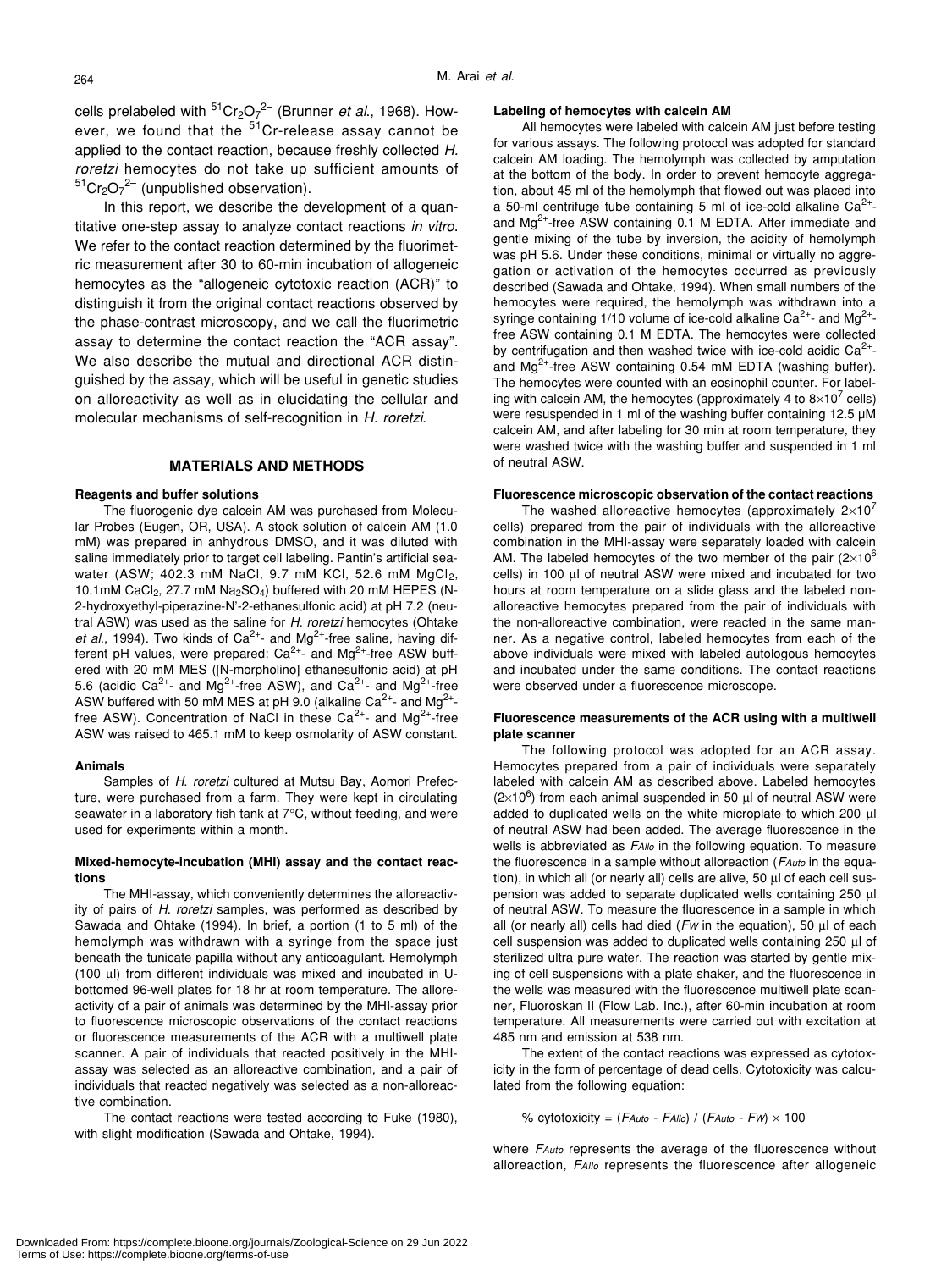cells prelabeled with $^{51}Cr_2O_7^{2-}$ (Brunner *et al.*, 1968). However, we found that the $^{51}Cr$-release assay cannot be applied to the contact reaction, because freshly collected *H. roretzi* hemocytes do not take up sufficient amounts of $^{51}Cr_2O_7^{2-}$ (unpublished observation).

In this report, we describe the development of a quantitative one-step assay to analyze contact reactions *in vitro*. We refer to the contact reaction determined by the fluorimetric measurement after 30 to 60-min incubation of allogeneic hemocytes as the "allogeneic cytotoxic reaction (ACR)" to distinguish it from the original contact reactions observed by the phase-contrast microscopy, and we call the fluorimetric assay to determine the contact reaction the "ACR assay". We also describe the mutual and directional ACR distinguished by the assay, which will be useful in genetic studies on alloreactivity as well as in elucidating the cellular and molecular mechanisms of self-recognition in *H. roretzi*.

## MATERIALS AND METHODS

### Reagents and buffer solutions

The fluorogenic dye calcein AM was purchased from Molecular Probes (Eugen, OR, USA). A stock solution of calcein AM (1.0 mM) was prepared in anhydrous DMSO, and it was diluted with saline immediately prior to target cell labeling. Pantin's artificial seawater (ASW; 402.3 mM NaCl, 9.7 mM KCl, 52.6 mM $MgCl_2$, 10.1mM $CaCl_2$, 27.7 mM $Na_2SO_4$) buffered with 20 mM HEPES (N-2-hydroxyethyl-piperazine-N'-2-ethanesulfonic acid) at pH 7.2 (neutral ASW) was used as the saline for *H. roretzi* hemocytes (Ohtake *et al.*, 1994). Two kinds of $Ca^{2+}$- and $Mg^{2+}$-free saline, having different pH values, were prepared: $Ca^{2+}$- and $Mg^{2+}$-free ASW buffered with 20 mM MES ([N-morpholino] ethanesulfonic acid) at pH 5.6 (acidic $Ca^{2+}$- and $Mg^{2+}$-free ASW), and $Ca^{2+}$- and $Mg^{2+}$-free ASW buffered with 50 mM MES at pH 9.0 (alkaline $Ca^{2+}$- and $Mg^{2+}$-free ASW). Concentration of NaCl in these $Ca^{2+}$- and $Mg^{2+}$-free ASW was raised to 465.1 mM to keep osmolarity of ASW constant.

### Animals

Samples of *H. roretzi* cultured at Mutsu Bay, Aomori Prefecture, were purchased from a farm. They were kept in circulating seawater in a laboratory fish tank at 7°C, without feeding, and were used for experiments within a month.

### Mixed-hemocyte-incubation (MHI) assay and the contact reactions

The MHI-assay, which conveniently determines the alloreactivity of pairs of *H. roretzi* samples, was performed as described by Sawada and Ohtake (1994). In brief, a portion (1 to 5 ml) of the hemolymph was withdrawn with a syringe from the space just beneath the tunicate papilla without any anticoagulant. Hemolymph (100 µl) from different individuals was mixed and incubated in U-bottomed 96-well plates for 18 hr at room temperature. The alloreactivity of a pair of animals was determined by the MHI-assay prior to fluorescence microscopic observations of the contact reactions or fluorescence measurements of the ACR with a multiwell plate scanner. A pair of individuals that reacted positively in the MHI-assay was selected as an alloreactive combination, and a pair of individuals that reacted negatively was selected as a non-alloreactive combination.

The contact reactions were tested according to Fuke (1980), with slight modification (Sawada and Ohtake, 1994).

### Labeling of hemocytes with calcein AM

All hemocytes were labeled with calcein AM just before testing for various assays. The following protocol was adopted for standard calcein AM loading. The hemolymph was collected by amputation at the bottom of the body. In order to prevent hemocyte aggregation, about 45 ml of the hemolymph that flowed out was placed into a 50-ml centrifuge tube containing 5 ml of ice-cold alkaline $Ca^{2+}$- and $Mg^{2+}$-free ASW containing 0.1 M EDTA. After immediate and gentle mixing of the tube by inversion, the acidity of hemolymph was pH 5.6. Under these conditions, minimal or virtually no aggregation or activation of the hemocytes occurred as previously described (Sawada and Ohtake, 1994). When small numbers of the hemocytes were required, the hemolymph was withdrawn into a syringe containing 1/10 volume of ice-cold alkaline $Ca^{2+}$- and $Mg^{2+}$-free ASW containing 0.1 M EDTA. The hemocytes were collected by centrifugation and then washed twice with ice-cold acidic $Ca^{2+}$- and $Mg^{2+}$-free ASW containing 0.54 mM EDTA (washing buffer). The hemocytes were counted with an eosinophil counter. For labeling with calcein AM, the hemocytes (approximately 4 to $8 \times 10^7$ cells) were resuspended in 1 ml of the washing buffer containing 12.5 µM calcein AM, and after labeling for 30 min at room temperature, they were washed twice with the washing buffer and suspended in 1 ml of neutral ASW.

### Fluorescence microscopic observation of the contact reactions

The washed alloreactive hemocytes (approximately $2 \times 10^7$ cells) prepared from the pair of individuals with the alloreactive combination in the MHI-assay were separately loaded with calcein AM. The labeled hemocytes of the two member of the pair ($2 \times 10^6$ cells) in 100 µl of neutral ASW were mixed and incubated for two hours at room temperature on a slide glass and the labeled non-alloreactive hemocytes prepared from the pair of individuals with the non-alloreactive combination, were reacted in the same manner. As a negative control, labeled hemocytes from each of the above individuals were mixed with labeled autologous hemocytes and incubated under the same conditions. The contact reactions were observed under a fluorescence microscope.

### Fluorescence measurements of the ACR using with a multiwell plate scanner

The following protocol was adopted for an ACR assay. Hemocytes prepared from a pair of individuals were separately labeled with calcein AM as described above. Labeled hemocytes ($2 \times 10^6$) from each animal suspended in 50 µl of neutral ASW were added to duplicated wells on the white microplate to which 200 µl of neutral ASW had been added. The average fluorescence in the wells is abbreviated as $F_{Allo}$ in the following equation. To measure the fluorescence in a sample without alloreaction ($F_{Auto}$ in the equation), in which all (or nearly all) cells are alive, 50 µl of each cell suspension was added to separate duplicated wells containing 250 µl of neutral ASW. To measure the fluorescence in a sample in which all (or nearly all) cells had died ($F_W$ in the equation), 50 µl of each cell suspension was added to duplicated wells containing 250 µl of sterilized ultra pure water. The reaction was started by gentle mixing of cell suspensions with a plate shaker, and the fluorescence in the wells was measured with the fluorescence multiwell plate scanner, Fluoroskan II (Flow Lab. Inc.), after 60-min incubation at room temperature. All measurements were carried out with excitation at 485 nm and emission at 538 nm.

The extent of the contact reactions was expressed as cytotoxicity in the form of percentage of dead cells. Cytotoxicity was calculated from the following equation:

$$\% \text{ cytotoxicity} = (F_{Auto} - F_{Allo}) / (F_{Auto} - F_W) \times 100$$

where $F_{Auto}$ represents the average of the fluorescence without alloreaction, $F_{Allo}$ represents the fluorescence after allogeneic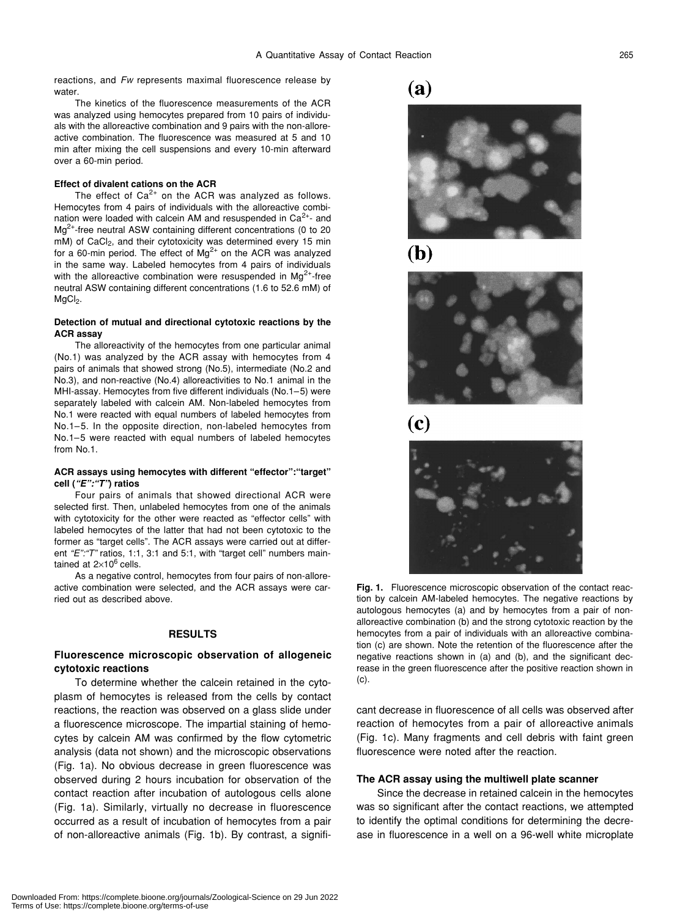reactions, and *Fw* represents maximal fluorescence release by water.

The kinetics of the fluorescence measurements of the ACR was analyzed using hemocytes prepared from 10 pairs of individuals with the alloreactive combination and 9 pairs with the non-alloreactive combination. The fluorescence was measured at 5 and 10 min after mixing the cell suspensions and every 10-min afterward over a 60-min period.

#### Effect of divalent cations on the ACR

The effect of $Ca^{2+}$ on the ACR was analyzed as follows. Hemocytes from 4 pairs of individuals with the alloreactive combination were loaded with calcein AM and resuspended in $Ca^{2+}$- and $Mg^{2+}$-free neutral ASW containing different concentrations (0 to 20 mM) of $CaCl_2$, and their cytotoxicity was determined every 15 min for a 60-min period. The effect of $Mg^{2+}$ on the ACR was analyzed in the same way. Labeled hemocytes from 4 pairs of individuals with the alloreactive combination were resuspended in $Mg^{2+}$-free neutral ASW containing different concentrations (1.6 to 52.6 mM) of $MgCl_2$.

#### Detection of mutual and directional cytotoxic reactions by the ACR assay

The alloreactivity of the hemocytes from one particular animal (No.1) was analyzed by the ACR assay with hemocytes from 4 pairs of animals that showed strong (No.5), intermediate (No.2 and No.3), and non-reactive (No.4) alloreactivities to No.1 animal in the MHI-assay. Hemocytes from five different individuals (No.1–5) were separately labeled with calcein AM. Non-labeled hemocytes from No.1 were reacted with equal numbers of labeled hemocytes from No.1–5. In the opposite direction, non-labeled hemocytes from No.1–5 were reacted with equal numbers of labeled hemocytes from No.1.

#### ACR assays using hemocytes with different "effector":"target" cell (*"E":"T"*) ratios

Four pairs of animals that showed directional ACR were selected first. Then, unlabeled hemocytes from one of the animals with cytotoxicity for the other were reacted as "effector cells" with labeled hemocytes of the latter that had not been cytotoxic to the former as "target cells". The ACR assays were carried out at different *"E":"T"* ratios, 1:1, 3:1 and 5:1, with "target cell" numbers maintained at $2\times10^6$ cells.

As a negative control, hemocytes from four pairs of non-alloreactive combination were selected, and the ACR assays were carried out as described above.

## RESULTS

### Fluorescence microscopic observation of allogeneic cytotoxic reactions

To determine whether the calcein retained in the cytoplasm of hemocytes is released from the cells by contact reactions, the reaction was observed on a glass slide under a fluorescence microscope. The impartial staining of hemocytes by calcein AM was confirmed by the flow cytometric analysis (data not shown) and the microscopic observations (Fig. 1a). No obvious decrease in green fluorescence was observed during 2 hours incubation for observation of the contact reaction after incubation of autologous cells alone (Fig. 1a). Similarly, virtually no decrease in fluorescence occurred as a result of incubation of hemocytes from a pair of non-alloreactive animals (Fig. 1b). By contrast, a significant decrease in fluorescence of all cells was observed after reaction of hemocytes from a pair of alloreactive animals (Fig. 1c). Many fragments and cell debris with faint green fluorescence were noted after the reaction.

**Fig. 1.** Fluorescence microscopic observation of the contact reaction by calcein AM-labeled hemocytes. The negative reactions by autologous hemocytes (a) and by hemocytes from a pair of non-alloreactive combination (b) and the strong cytotoxic reaction by the hemocytes from a pair of individuals with an alloreactive combination (c) are shown. Note the retention of the fluorescence after the negative reactions shown in (a) and (b), and the significant decrease in the green fluorescence after the positive reaction shown in (c).

### The ACR assay using the multiwell plate scanner

Since the decrease in retained calcein in the hemocytes was so significant after the contact reactions, we attempted to identify the optimal conditions for determining the decrease in fluorescence in a well on a 96-well white microplate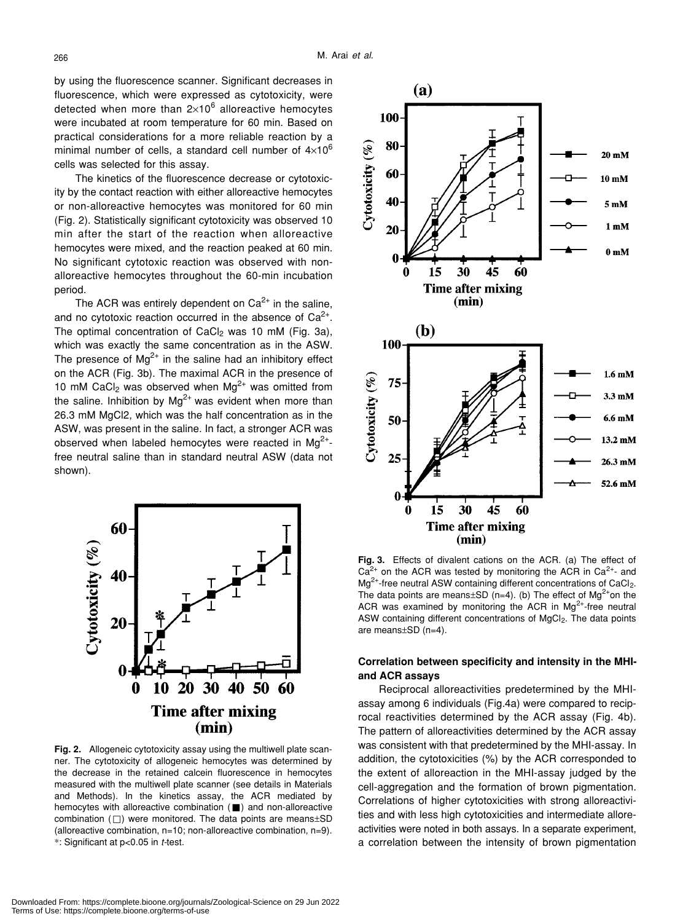by using the fluorescence scanner. Significant decreases in fluorescence, which were expressed as cytotoxicity, were detected when more than $2\times10^6$ alloreactive hemocytes were incubated at room temperature for 60 min. Based on practical considerations for a more reliable reaction by a minimal number of cells, a standard cell number of $4\times10^6$ cells was selected for this assay.

The kinetics of the fluorescence decrease or cytotoxicity by the contact reaction with either alloreactive hemocytes or non-alloreactive hemocytes was monitored for 60 min (Fig. 2). Statistically significant cytotoxicity was observed 10 min after the start of the reaction when alloreactive hemocytes were mixed, and the reaction peaked at 60 min. No significant cytotoxic reaction was observed with non-alloreactive hemocytes throughout the 60-min incubation period.

The ACR was entirely dependent on $Ca^{2+}$ in the saline, and no cytotoxic reaction occurred in the absence of $Ca^{2+}$. The optimal concentration of $CaCl_2$ was 10 mM (Fig. 3a), which was exactly the same concentration as in the ASW. The presence of $Mg^{2+}$ in the saline had an inhibitory effect on the ACR (Fig. 3b). The maximal ACR in the presence of 10 mM $CaCl_2$ was observed when $Mg^{2+}$ was omitted from the saline. Inhibition by $Mg^{2+}$ was evident when more than 26.3 mM MgCl2, which was the half concentration as in the ASW, was present in the saline. In fact, a stronger ACR was observed when labeled hemocytes were reacted in $Mg^{2+}$-free neutral saline than in standard neutral ASW (data not shown).

**Fig. 2.** Allogeneic cytotoxicity assay using the multiwell plate scanner. The cytotoxicity of allogeneic hemocytes was determined by the decrease in the retained calcein fluorescence in hemocytes measured with the multiwell plate scanner (see details in Materials and Methods). In the kinetics assay, the ACR mediated by hemocytes with alloreactive combination (■) and non-alloreactive combination (□) were monitored. The data points are means±SD (alloreactive combination, n=10; non-alloreactive combination, n=9). *: Significant at $p<0.05$ in *t*-test.

**Fig. 3.** Effects of divalent cations on the ACR. (a) The effect of $Ca^{2+}$ on the ACR was tested by monitoring the ACR in $Ca^{2+}$- and $Mg^{2+}$-free neutral ASW containing different concentrations of $CaCl_2$. The data points are means±SD (n=4). (b) The effect of $Mg^{2+}$ on the ACR was examined by monitoring the ACR in $Mg^{2+}$-free neutral ASW containing different concentrations of $MgCl_2$. The data points are means±SD (n=4).

### Correlation between specificity and intensity in the MHI- and ACR assays

Reciprocal alloreactivities predetermined by the MHI-assay among 6 individuals (Fig.4a) were compared to reciprocal reactivities determined by the ACR assay (Fig. 4b). The pattern of alloreactivities determined by the ACR assay was consistent with that predetermined by the MHI-assay. In addition, the cytotoxicities (%) by the ACR corresponded to the extent of alloreaction in the MHI-assay judged by the cell-aggregation and the formation of brown pigmentation. Correlations of higher cytotoxicities with strong alloreactivities and with less high cytotoxicities and intermediate alloreactivities were noted in both assays. In a separate experiment, a correlation between the intensity of brown pigmentation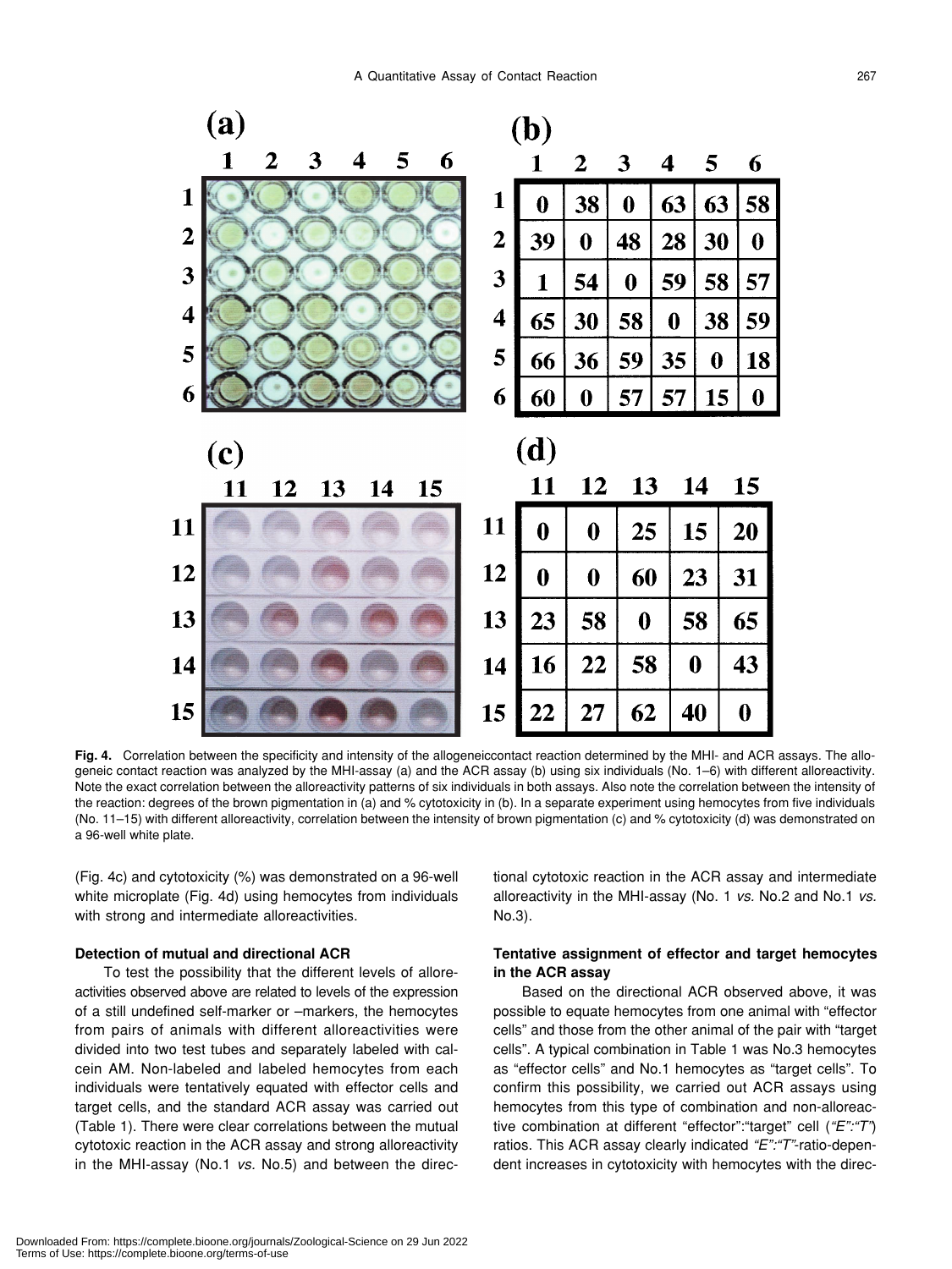| | 1 | 2 | 3 | 4 | 5 | 6 |
|---|---|---|---|---|---|---|
| 1 | 0 | 38 | 0 | 63 | 63 | 58 |
| 2 | 39 | 0 | 48 | 28 | 30 | 0 |
| 3 | 1 | 54 | 0 | 59 | 58 | 57 |
| 4 | 65 | 30 | 58 | 0 | 38 | 59 |
| 5 | 66 | 36 | 59 | 35 | 0 | 18 |
| 6 | 60 | 0 | 57 | 57 | 15 | 0 |

| | 11 | 12 | 13 | 14 | 15 |
|---|---|---|---|---|---|
| 11 | 0 | 0 | 25 | 15 | 20 |
| 12 | 0 | 0 | 60 | 23 | 31 |
| 13 | 23 | 58 | 0 | 58 | 65 |
| 14 | 16 | 22 | 58 | 0 | 43 |
| 15 | 22 | 27 | 62 | 40 | 0 |

**Fig. 4.** Correlation between the specificity and intensity of the allogeneiccontact reaction determined by the MHI- and ACR assays. The allogeneic contact reaction was analyzed by the MHI-assay (a) and the ACR assay (b) using six individuals (No. 1–6) with different alloreactivity. Note the exact correlation between the alloreactivity patterns of six individuals in both assays. Also note the correlation between the intensity of the reaction: degrees of the brown pigmentation in (a) and % cytotoxicity in (b). In a separate experiment using hemocytes from five individuals (No. 11–15) with different alloreactivity, correlation between the intensity of brown pigmentation (c) and % cytotoxicity (d) was demonstrated on a 96-well white plate.

(Fig. 4c) and cytotoxicity (%) was demonstrated on a 96-well white microplate (Fig. 4d) using hemocytes from individuals with strong and intermediate alloreactivities.

### Detection of mutual and directional ACR

To test the possibility that the different levels of alloreactivities observed above are related to levels of the expression of a still undefined self-marker or –markers, the hemocytes from pairs of animals with different alloreactivities were divided into two test tubes and separately labeled with calcein AM. Non-labeled and labeled hemocytes from each individuals were tentatively equated with effector cells and target cells, and the standard ACR assay was carried out (Table 1). There were clear correlations between the mutual cytotoxic reaction in the ACR assay and strong alloreactivity in the MHI-assay (No.1 *vs.* No.5) and between the directional cytotoxic reaction in the ACR assay and intermediate alloreactivity in the MHI-assay (No. 1 *vs.* No.2 and No.1 *vs.* No.3).

### Tentative assignment of effector and target hemocytes in the ACR assay

Based on the directional ACR observed above, it was possible to equate hemocytes from one animal with "effector cells" and those from the other animal of the pair with "target cells". A typical combination in Table 1 was No.3 hemocytes as "effector cells" and No.1 hemocytes as "target cells". To confirm this possibility, we carried out ACR assays using hemocytes from this type of combination and non-alloreactive combination at different "effector":"target" cell (*"E":"T"*) ratios. This ACR assay clearly indicated *"E":"T"*-ratio-dependent increases in cytotoxicity with hemocytes with the direc-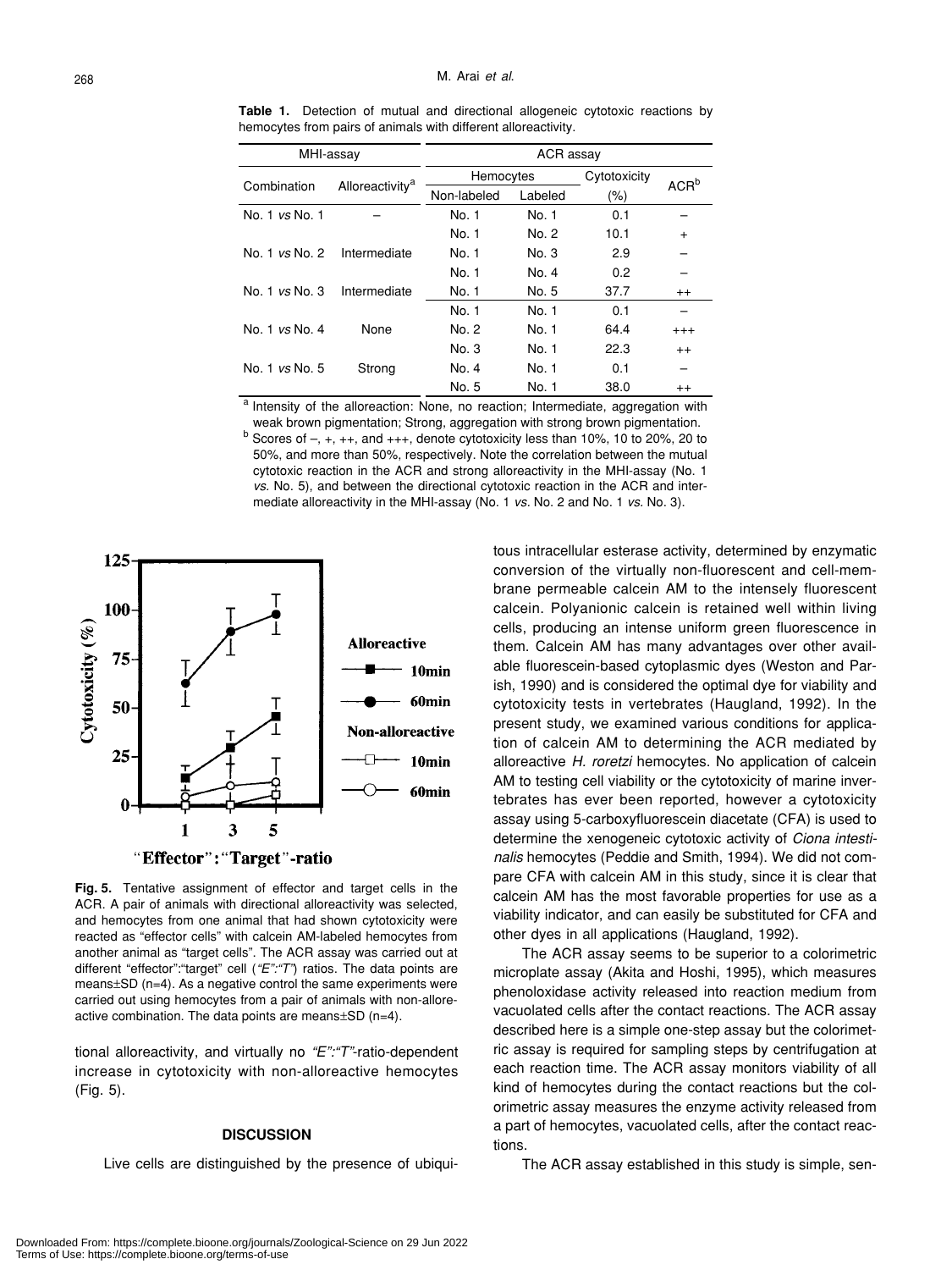**Table 1.** Detection of mutual and directional allogeneic cytotoxic reactions by hemocytes from pairs of animals with different alloreactivity.

| MHI-assay | | ACR assay | | | |
|---|---|---|---|---|---|
| Combination | Alloreactivity[a] | Hemocytes | | Cytotoxicity (%) | ACR[b] |
| | | Non-labeled | Labeled | | |
| No. 1 *vs* No. 1 | – | No. 1 | No. 1 | 0.1 | – |
| | | No. 1 | No. 2 | 10.1 | + |
| No. 1 *vs* No. 2 | Intermediate | No. 1 | No. 3 | 2.9 | – |
| | | No. 1 | No. 4 | 0.2 | – |
| No. 1 *vs* No. 3 | Intermediate | No. 1 | No. 5 | 37.7 | ++ |
| | | No. 1 | No. 1 | 0.1 | – |
| No. 1 *vs* No. 4 | None | No. 2 | No. 1 | 64.4 | +++ |
| | | No. 3 | No. 1 | 22.3 | ++ |
| No. 1 *vs* No. 5 | Strong | No. 4 | No. 1 | 0.1 | – |
| | | No. 5 | No. 1 | 38.0 | ++ |

[a] Intensity of the alloreaction: None, no reaction; Intermediate, aggregation with weak brown pigmentation; Strong, aggregation with strong brown pigmentation.

[b] Scores of –, +, ++, and +++, denote cytotoxicity less than 10%, 10 to 20%, 20 to 50%, and more than 50%, respectively. Note the correlation between the mutual cytotoxic reaction in the ACR and strong alloreactivity in the MHI-assay (No. 1 *vs.* No. 5), and between the directional cytotoxic reaction in the ACR and intermediate alloreactivity in the MHI-assay (No. 1 *vs.* No. 2 and No. 1 *vs.* No. 3).

**Fig. 5.** Tentative assignment of effector and target cells in the ACR. A pair of animals with directional alloreactivity was selected, and hemocytes from one animal that had shown cytotoxicity were reacted as "effector cells" with calcein AM-labeled hemocytes from another animal as "target cells". The ACR assay was carried out at different "effector":"target" cell (*"E":"T"*) ratios. The data points are means±SD (n=4). As a negative control the same experiments were carried out using hemocytes from a pair of animals with non-alloreactive combination. The data points are means±SD (n=4).

tional alloreactivity, and virtually no *"E":"T"*-ratio-dependent increase in cytotoxicity with non-alloreactive hemocytes (Fig. 5).

## DISCUSSION

Live cells are distinguished by the presence of ubiquitous intracellular esterase activity, determined by enzymatic conversion of the virtually non-fluorescent and cell-membrane permeable calcein AM to the intensely fluorescent calcein. Polyanionic calcein is retained well within living cells, producing an intense uniform green fluorescence in them. Calcein AM has many advantages over other available fluorescein-based cytoplasmic dyes (Weston and Parish, 1990) and is considered the optimal dye for viability and cytotoxicity tests in vertebrates (Haugland, 1992). In the present study, we examined various conditions for application of calcein AM to determining the ACR mediated by alloreactive *H. roretzi* hemocytes. No application of calcein AM to testing cell viability or the cytotoxicity of marine invertebrates has ever been reported, however a cytotoxicity assay using 5-carboxyfluorescein diacetate (CFA) is used to determine the xenogeneic cytotoxic activity of *Ciona intestinalis* hemocytes (Peddie and Smith, 1994). We did not compare CFA with calcein AM in this study, since it is clear that calcein AM has the most favorable properties for use as a viability indicator, and can easily be substituted for CFA and other dyes in all applications (Haugland, 1992).

The ACR assay seems to be superior to a colorimetric microplate assay (Akita and Hoshi, 1995), which measures phenoloxidase activity released into reaction medium from vacuolated cells after the contact reactions. The ACR assay described here is a simple one-step assay but the colorimetric assay is required for sampling steps by centrifugation at each reaction time. The ACR assay monitors viability of all kind of hemocytes during the contact reactions but the colorimetric assay measures the enzyme activity released from a part of hemocytes, vacuolated cells, after the contact reactions.

The ACR assay established in this study is simple, sen-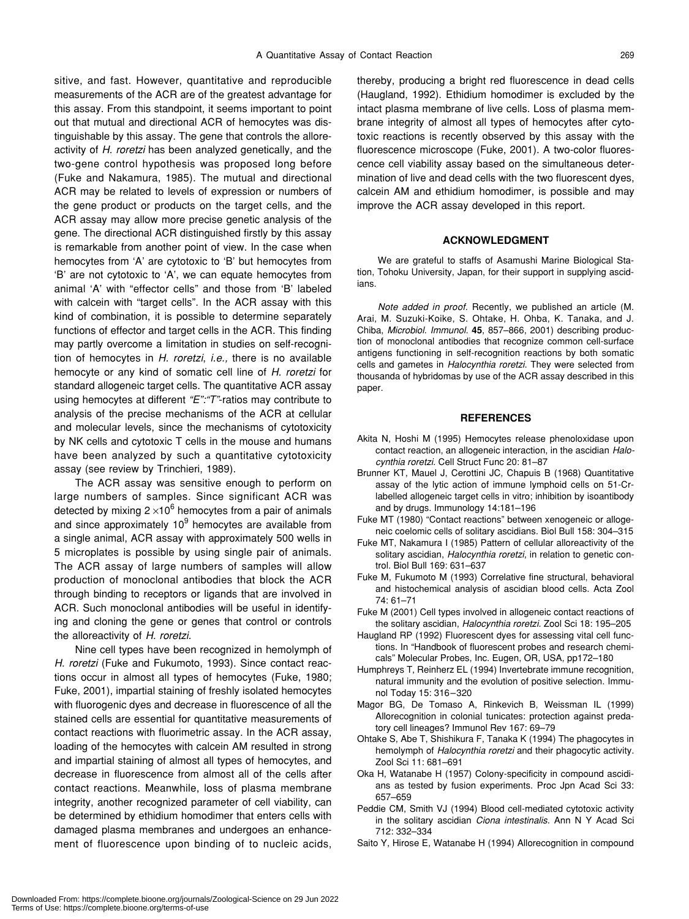sitive, and fast. However, quantitative and reproducible measurements of the ACR are of the greatest advantage for this assay. From this standpoint, it seems important to point out that mutual and directional ACR of hemocytes was distinguishable by this assay. The gene that controls the alloreactivity of *H. roretzi* has been analyzed genetically, and the two-gene control hypothesis was proposed long before (Fuke and Nakamura, 1985). The mutual and directional ACR may be related to levels of expression or numbers of the gene product or products on the target cells, and the ACR assay may allow more precise genetic analysis of the gene. The directional ACR distinguished firstly by this assay is remarkable from another point of view. In the case when hemocytes from 'A' are cytotoxic to 'B' but hemocytes from 'B' are not cytotoxic to 'A', we can equate hemocytes from animal 'A' with "effector cells" and those from 'B' labeled with calcein with "target cells". In the ACR assay with this kind of combination, it is possible to determine separately functions of effector and target cells in the ACR. This finding may partly overcome a limitation in studies on self-recognition of hemocytes in *H. roretzi*, *i.e.,* there is no available hemocyte or any kind of somatic cell line of *H. roretzi* for standard allogeneic target cells. The quantitative ACR assay using hemocytes at different *"E":"T"*-ratios may contribute to analysis of the precise mechanisms of the ACR at cellular and molecular levels, since the mechanisms of cytotoxicity by NK cells and cytotoxic T cells in the mouse and humans have been analyzed by such a quantitative cytotoxicity assay (see review by Trinchieri, 1989).

The ACR assay was sensitive enough to perform on large numbers of samples. Since significant ACR was detected by mixing $2 \times 10^6$ hemocytes from a pair of animals and since approximately $10^9$ hemocytes are available from a single animal, ACR assay with approximately 500 wells in 5 microplates is possible by using single pair of animals. The ACR assay of large numbers of samples will allow production of monoclonal antibodies that block the ACR through binding to receptors or ligands that are involved in ACR. Such monoclonal antibodies will be useful in identifying and cloning the gene or genes that control or controls the alloreactivity of *H. roretzi*.

Nine cell types have been recognized in hemolymph of *H. roretzi* (Fuke and Fukumoto, 1993). Since contact reactions occur in almost all types of hemocytes (Fuke, 1980; Fuke, 2001), impartial staining of freshly isolated hemocytes with fluorogenic dyes and decrease in fluorescence of all the stained cells are essential for quantitative measurements of contact reactions with fluorimetric assay. In the ACR assay, loading of the hemocytes with calcein AM resulted in strong and impartial staining of almost all types of hemocytes, and decrease in fluorescence from almost all of the cells after contact reactions. Meanwhile, loss of plasma membrane integrity, another recognized parameter of cell viability, can be determined by ethidium homodimer that enters cells with damaged plasma membranes and undergoes an enhancement of fluorescence upon binding of to nucleic acids, thereby, producing a bright red fluorescence in dead cells (Haugland, 1992). Ethidium homodimer is excluded by the intact plasma membrane of live cells. Loss of plasma membrane integrity of almost all types of hemocytes after cytotoxic reactions is recently observed by this assay with the fluorescence microscope (Fuke, 2001). A two-color fluorescence cell viability assay based on the simultaneous determination of live and dead cells with the two fluorescent dyes, calcein AM and ethidium homodimer, is possible and may improve the ACR assay developed in this report.

## ACKNOWLEDGMENT

We are grateful to staffs of Asamushi Marine Biological Station, Tohoku University, Japan, for their support in supplying ascidians.

*Note added in proof.* Recently, we published an article (M. Arai, M. Suzuki-Koike, S. Ohtake, H. Ohba, K. Tanaka, and J. Chiba, *Microbiol. Immunol.* **45**, 857–866, 2001) describing production of monoclonal antibodies that recognize common cell-surface antigens functioning in self-recognition reactions by both somatic cells and gametes in *Halocynthia roretzi.* They were selected from thousanda of hybridomas by use of the ACR assay described in this paper.

## REFERENCES

Akita N, Hoshi M (1995) Hemocytes release phenoloxidase upon contact reaction, an allogeneic interaction, in the ascidian *Halocynthia roretzi.* Cell Struct Func 20: 81–87

Brunner KT, Mauel J, Cerottini JC, Chapuis B (1968) Quantitative assay of the lytic action of immune lymphoid cells on 51-Cr-labelled allogeneic target cells in vitro; inhibition by isoantibody and by drugs. Immunology 14:181–196

Fuke MT (1980) "Contact reactions" between xenogeneic or allogeneic coelomic cells of solitary ascidians. Biol Bull 158: 304–315

Fuke MT, Nakamura I (1985) Pattern of cellular alloreactivity of the solitary ascidian, *Halocynthia roretzi*, in relation to genetic control. Biol Bull 169: 631–637

Fuke M, Fukumoto M (1993) Correlative fine structural, behavioral and histochemical analysis of ascidian blood cells. Acta Zool 74: 61–71

Fuke M (2001) Cell types involved in allogeneic contact reactions of the solitary ascidian, *Halocynthia roretzi.* Zool Sci 18: 195–205

Haugland RP (1992) Fluorescent dyes for assessing vital cell functions. In "Handbook of fluorescent probes and research chemicals" Molecular Probes, Inc. Eugen, OR, USA, pp172–180

Humphreys T, Reinherz EL (1994) Invertebrate immune recognition, natural immunity and the evolution of positive selection. Immunol Today 15: 316−320

Magor BG, De Tomaso A, Rinkevich B, Weissman IL (1999) Allorecognition in colonial tunicates: protection against predatory cell lineages? Immunol Rev 167: 69–79

Ohtake S, Abe T, Shishikura F, Tanaka K (1994) The phagocytes in hemolymph of *Halocynthia roretzi* and their phagocytic activity. Zool Sci 11: 681–691

Oka H, Watanabe H (1957) Colony-specificity in compound ascidians as tested by fusion experiments. Proc Jpn Acad Sci 33: 657–659

Peddie CM, Smith VJ (1994) Blood cell-mediated cytotoxic activity in the solitary ascidian *Ciona intestinalis.* Ann N Y Acad Sci 712: 332–334

Saito Y, Hirose E, Watanabe H (1994) Allorecognition in compound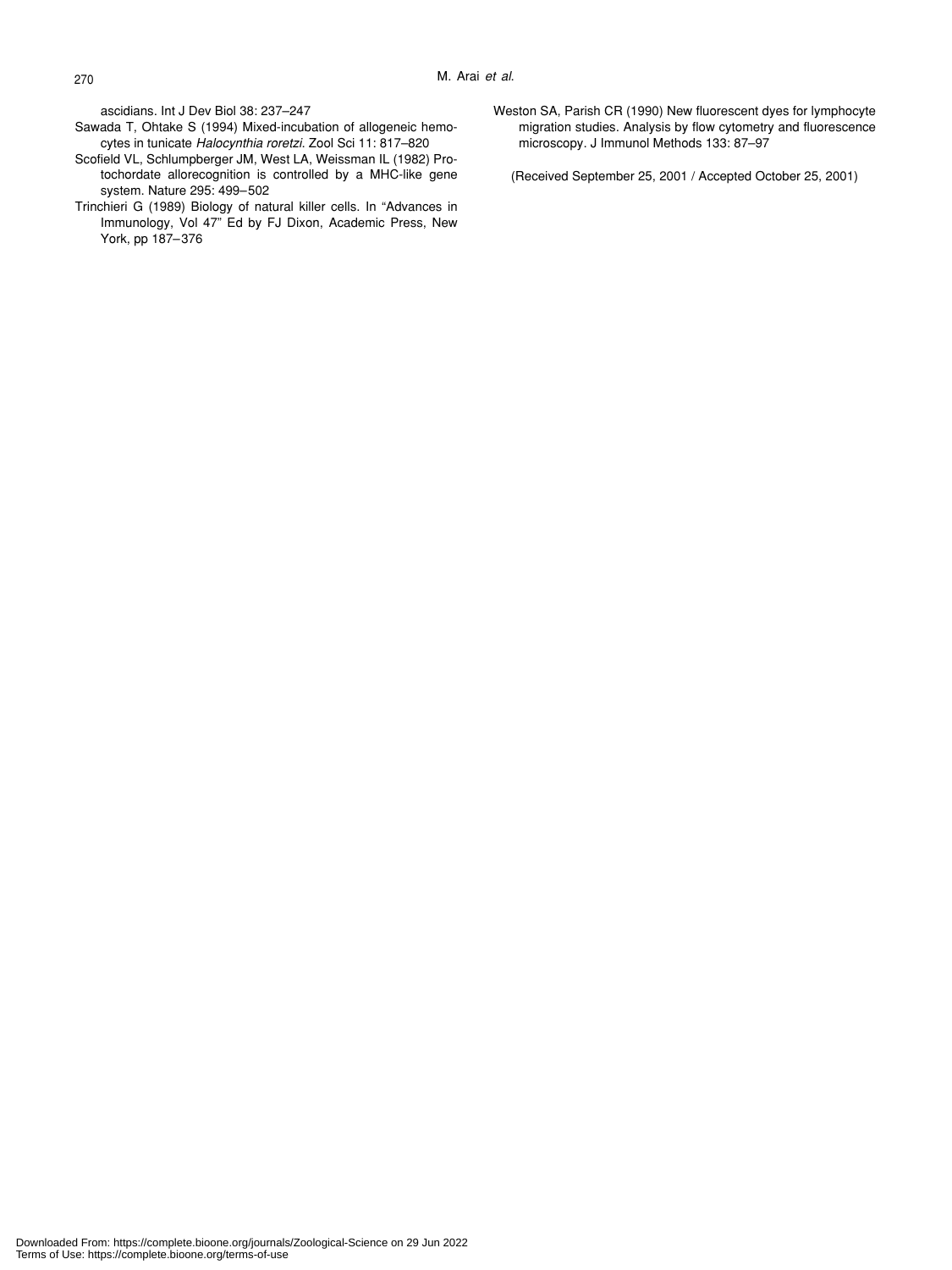ascidians. Int J Dev Biol 38: 237–247

Sawada T, Ohtake S (1994) Mixed-incubation of allogeneic hemocytes in tunicate *Halocynthia roretzi*. Zool Sci 11: 817–820

Scofield VL, Schlumpberger JM, West LA, Weissman IL (1982) Protochordate allorecognition is controlled by a MHC-like gene system. Nature 295: 499–502

Trinchieri G (1989) Biology of natural killer cells. In "Advances in Immunology, Vol 47" Ed by FJ Dixon, Academic Press, New York, pp 187–376

Weston SA, Parish CR (1990) New fluorescent dyes for lymphocyte migration studies. Analysis by flow cytometry and fluorescence microscopy. J Immunol Methods 133: 87–97

(Received September 25, 2001 / Accepted October 25, 2001)

Downloaded From: https://complete.bioone.org/journals/Zoological-Science on 29 Jun 2022
Terms of Use: https://complete.bioone.org/terms-of-use